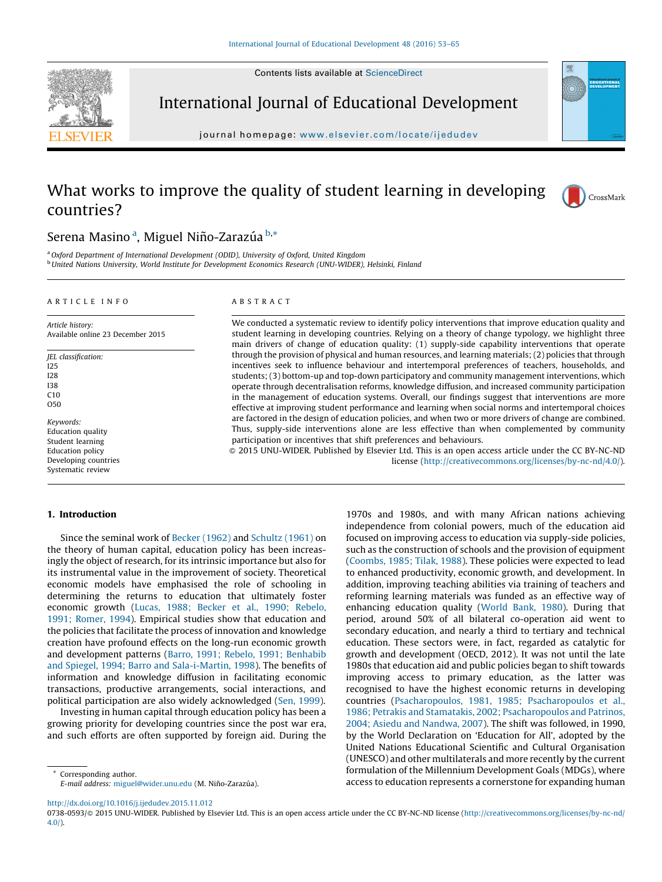# What works to improve the quality of student learning in developing countries?

Serena Masino [a], Miguel Niño-Zarazúa [b,*]

[a] Oxford Department of International Development (ODID), University of Oxford, United Kingdom
[b] United Nations University, World Institute for Development Economics Research (UNU-WIDER), Helsinki, Finland

**ARTICLE INFO**

*Article history:*
Available online 23 December 2015

*JEL classification:*
I25
I28
I38
C10
O50

*Keywords:*
Education quality
Student learning
Education policy
Developing countries
Systematic review

**ABSTRACT**

We conducted a systematic review to identify policy interventions that improve education quality and student learning in developing countries. Relying on a theory of change typology, we highlight three main drivers of change of education quality: (1) supply-side capability interventions that operate through the provision of physical and human resources, and learning materials; (2) policies that through incentives seek to influence behaviour and intertemporal preferences of teachers, households, and students; (3) bottom-up and top-down participatory and community management interventions, which operate through decentralisation reforms, knowledge diffusion, and increased community participation in the management of education systems. Overall, our findings suggest that interventions are more effective at improving student performance and learning when social norms and intertemporal choices are factored in the design of education policies, and when two or more drivers of change are combined. Thus, supply-side interventions alone are less effective than when complemented by community participation or incentives that shift preferences and behaviours.

© 2015 UNU-WIDER. Published by Elsevier Ltd. This is an open access article under the CC BY-NC-ND license (http://creativecommons.org/licenses/by-nc-nd/4.0/).

## 1. Introduction

Since the seminal work of Becker (1962) and Schultz (1961) on the theory of human capital, education policy has been increasingly the object of research, for its intrinsic importance but also for its instrumental value in the improvement of society. Theoretical economic models have emphasised the role of schooling in determining the returns to education that ultimately foster economic growth (Lucas, 1988; Becker et al., 1990; Rebelo, 1991; Romer, 1994). Empirical studies show that education and the policies that facilitate the process of innovation and knowledge creation have profound effects on the long-run economic growth and development patterns (Barro, 1991; Rebelo, 1991; Benhabib and Spiegel, 1994; Barro and Sala-i-Martin, 1998). The benefits of information and knowledge diffusion in facilitating economic transactions, productive arrangements, social interactions, and political participation are also widely acknowledged (Sen, 1999).

Investing in human capital through education policy has been a growing priority for developing countries since the post war era, and such efforts are often supported by foreign aid. During the 1970s and 1980s, and with many African nations achieving independence from colonial powers, much of the education aid focused on improving access to education via supply-side policies, such as the construction of schools and the provision of equipment (Coombs, 1985; Tilak, 1988). These policies were expected to lead to enhanced productivity, economic growth, and development. In addition, improving teaching abilities via training of teachers and reforming learning materials was funded as an effective way of enhancing education quality (World Bank, 1980). During that period, around 50% of all bilateral co-operation aid went to secondary education, and nearly a third to tertiary and technical education. These sectors were, in fact, regarded as catalytic for growth and development (OECD, 2012). It was not until the late 1980s that education aid and public policies began to shift towards improving access to primary education, as the latter was recognised to have the highest economic returns in developing countries (Psacharopoulos, 1981, 1985; Psacharopoulos et al., 1986; Petrakis and Stamatakis, 2002; Psacharopoulos and Patrinos, 2004; Asiedu and Nandwa, 2007). The shift was followed, in 1990, by the World Declaration on 'Education for All', adopted by the United Nations Educational Scientific and Cultural Organisation (UNESCO) and other multilaterals and more recently by the current formulation of the Millennium Development Goals (MDGs), where access to education represents a cornerstone for expanding human

\* Corresponding author.
E-mail address: miguel@wider.unu.edu (M. Niño-Zarazúa).

http://dx.doi.org/10.1016/j.ijedudev.2015.11.012
0738-0593/© 2015 UNU-WIDER. Published by Elsevier Ltd. This is an open access article under the CC BY-NC-ND license (http://creativecommons.org/licenses/by-nc-nd/4.0/).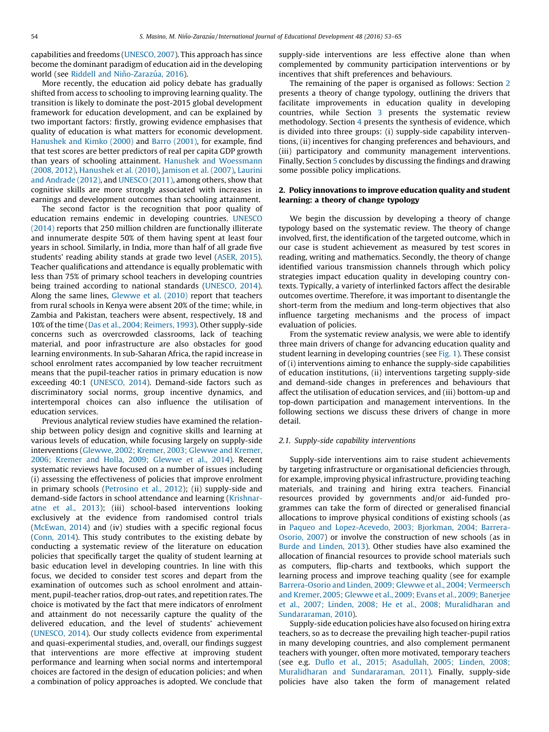capabilities and freedoms (UNESCO, 2007). This approach has since become the dominant paradigm of education aid in the developing world (see Riddell and Niño-Zarazúa, 2016).

More recently, the education aid policy debate has gradually shifted from access to schooling to improving learning quality. The transition is likely to dominate the post-2015 global development framework for education development, and can be explained by two important factors: firstly, growing evidence emphasises that quality of education is what matters for economic development. Hanushek and Kimko (2000) and Barro (2001), for example, find that test scores are better predictors of real per capita GDP growth than years of schooling attainment. Hanushek and Woessmann (2008, 2012), Hanushek et al. (2010), Jamison et al. (2007), Laurini and Andrade (2012), and UNESCO (2011), among others, show that cognitive skills are more strongly associated with increases in earnings and development outcomes than schooling attainment.

The second factor is the recognition that poor quality of education remains endemic in developing countries. UNESCO (2014) reports that 250 million children are functionally illiterate and innumerate despite 50% of them having spent at least four years in school. Similarly, in India, more than half of all grade five students' reading ability stands at grade two level (ASER, 2015). Teacher qualifications and attendance is equally problematic with less than 75% of primary school teachers in developing countries being trained according to national standards (UNESCO, 2014). Along the same lines, Glewwe et al. (2010) report that teachers from rural schools in Kenya were absent 20% of the time; while, in Zambia and Pakistan, teachers were absent, respectively, 18 and 10% of the time (Das et al., 2004; Reimers, 1993). Other supply-side concerns such as overcrowded classrooms, lack of teaching material, and poor infrastructure are also obstacles for good learning environments. In sub-Saharan Africa, the rapid increase in school enrolment rates accompanied by low teacher recruitment means that the pupil-teacher ratios in primary education is now exceeding 40:1 (UNESCO, 2014). Demand-side factors such as discriminatory social norms, group incentive dynamics, and intertemporal choices can also influence the utilisation of education services.

Previous analytical review studies have examined the relationship between policy design and cognitive skills and learning at various levels of education, while focusing largely on supply-side interventions (Glewwe, 2002; Kremer, 2003; Glewwe and Kremer, 2006; Kremer and Holla, 2009; Glewwe et al., 2014). Recent systematic reviews have focused on a number of issues including (i) assessing the effectiveness of policies that improve enrolment in primary schools (Petrosino et al., 2012); (ii) supply-side and demand-side factors in school attendance and learning (Krishnaratne et al., 2013); (iii) school-based interventions looking exclusively at the evidence from randomised control trials (McEwan, 2014) and (iv) studies with a specific regional focus (Conn, 2014). This study contributes to the existing debate by conducting a systematic review of the literature on education policies that specifically target the quality of student learning at basic education level in developing countries. In line with this focus, we decided to consider test scores and depart from the examination of outcomes such as school enrolment and attainment, pupil-teacher ratios, drop-out rates, and repetition rates. The choice is motivated by the fact that mere indicators of enrolment and attainment do not necessarily capture the quality of the delivered education, and the level of students' achievement (UNESCO, 2014). Our study collects evidence from experimental and quasi-experimental studies, and, overall, our findings suggest that interventions are more effective at improving student performance and learning when social norms and intertemporal choices are factored in the design of education policies; and when a combination of policy approaches is adopted. We conclude that supply-side interventions are less effective alone than when complemented by community participation interventions or by incentives that shift preferences and behaviours.

The remaining of the paper is organised as follows: Section 2 presents a theory of change typology, outlining the drivers that facilitate improvements in education quality in developing countries, while Section 3 presents the systematic review methodology. Section 4 presents the synthesis of evidence, which is divided into three groups: (i) supply-side capability interventions, (ii) incentives for changing preferences and behaviours, and (iii) participatory and community management interventions. Finally, Section 5 concludes by discussing the findings and drawing some possible policy implications.

## 2. Policy innovations to improve education quality and student learning: a theory of change typology

We begin the discussion by developing a theory of change typology based on the systematic review. The theory of change involved, first, the identification of the targeted outcome, which in our case is student achievement as measured by test scores in reading, writing and mathematics. Secondly, the theory of change identified various transmission channels through which policy strategies impact education quality in developing country contexts. Typically, a variety of interlinked factors affect the desirable outcomes overtime. Therefore, it was important to disentangle the short-term from the medium and long-term objectives that also influence targeting mechanisms and the process of impact evaluation of policies.

From the systematic review analysis, we were able to identify three main drivers of change for advancing education quality and student learning in developing countries (see Fig. 1). These consist of (i) interventions aiming to enhance the supply-side capabilities of education institutions, (ii) interventions targeting supply-side and demand-side changes in preferences and behaviours that affect the utilisation of education services, and (iii) bottom-up and top-down participation and management interventions. In the following sections we discuss these drivers of change in more detail.

### 2.1. Supply-side capability interventions

Supply-side interventions aim to raise student achievements by targeting infrastructure or organisational deficiencies through, for example, improving physical infrastructure, providing teaching materials, and training and hiring extra teachers. Financial resources provided by governments and/or aid-funded programmes can take the form of directed or generalised financial allocations to improve physical conditions of existing schools (as in Paqueo and Lopez-Acevedo, 2003; Bjorkman, 2004; Barrera-Osorio, 2007) or involve the construction of new schools (as in Burde and Linden, 2013). Other studies have also examined the allocation of financial resources to provide school materials such as computers, flip-charts and textbooks, which support the learning process and improve teaching quality (see for example Barrera-Osorio and Linden, 2009; Glewwe et al., 2004; Vermeersch and Kremer, 2005; Glewwe et al., 2009; Evans et al., 2009; Banerjee et al., 2007; Linden, 2008; He et al., 2008; Muralidharan and Sundararaman, 2010).

Supply-side education policies have also focused on hiring extra teachers, so as to decrease the prevailing high teacher-pupil ratios in many developing countries, and also complement permanent teachers with younger, often more motivated, temporary teachers (see e.g. Duflo et al., 2015; Asadullah, 2005; Linden, 2008; Muralidharan and Sundararaman, 2011). Finally, supply-side policies have also taken the form of management related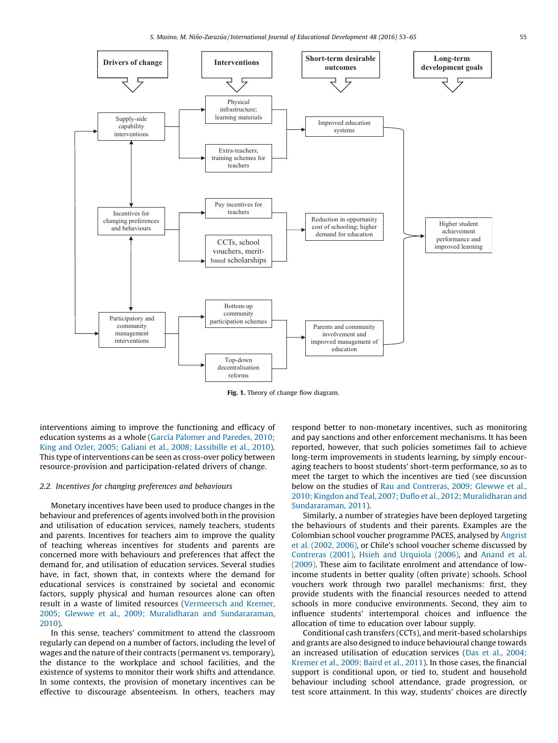Fig. 1. Theory of change flow diagram.

interventions aiming to improve the functioning and efficacy of education systems as a whole (García Palomer and Paredes, 2010; King and Ozler, 2005; Galiani et al., 2008; Lassibille et al., 2010). This type of interventions can be seen as cross-over policy between resource-provision and participation-related drivers of change.

### 2.2. Incentives for changing preferences and behaviours

Monetary incentives have been used to produce changes in the behaviour and preferences of agents involved both in the provision and utilisation of education services, namely teachers, students and parents. Incentives for teachers aim to improve the quality of teaching whereas incentives for students and parents are concerned more with behaviours and preferences that affect the demand for, and utilisation of education services. Several studies have, in fact, shown that, in contexts where the demand for educational services is constrained by societal and economic factors, supply physical and human resources alone can often result in a waste of limited resources (Vermeersch and Kremer, 2005; Glewwe et al., 2009; Muralidharan and Sundararaman, 2010).

In this sense, teachers' commitment to attend the classroom regularly can depend on a number of factors, including the level of wages and the nature of their contracts (permanent vs. temporary), the distance to the workplace and school facilities, and the existence of systems to monitor their work shifts and attendance. In some contexts, the provision of monetary incentives can be effective to discourage absenteeism. In others, teachers may respond better to non-monetary incentives, such as monitoring and pay sanctions and other enforcement mechanisms. It has been reported, however, that such policies sometimes fail to achieve long-term improvements in students learning, by simply encouraging teachers to boost students' short-term performance, so as to meet the target to which the incentives are tied (see discussion below on the studies of Rau and Contreras, 2009; Glewwe et al., 2010; Kingdon and Teal, 2007; Duflo et al., 2012; Muralidharan and Sundararaman, 2011).

Similarly, a number of strategies have been deployed targeting the behaviours of students and their parents. Examples are the Colombian school voucher programme PACES, analysed by Angrist et al. (2002, 2006), or Chile's school voucher scheme discussed by Contreras (2001), Hsieh and Urquiola (2006), and Anand et al. (2009). These aim to facilitate enrolment and attendance of low-income students in better quality (often private) schools. School vouchers work through two parallel mechanisms: first, they provide students with the financial resources needed to attend schools in more conducive environments. Second, they aim to influence students' intertemporal choices and influence the allocation of time to education over labour supply.

Conditional cash transfers (CCTs), and merit-based scholarships and grants are also designed to induce behavioural change towards an increased utilisation of education services (Das et al., 2004; Kremer et al., 2009; Baird et al., 2011). In those cases, the financial support is conditional upon, or tied to, student and household behaviour including school attendance, grade progression, or test score attainment. In this way, students' choices are directly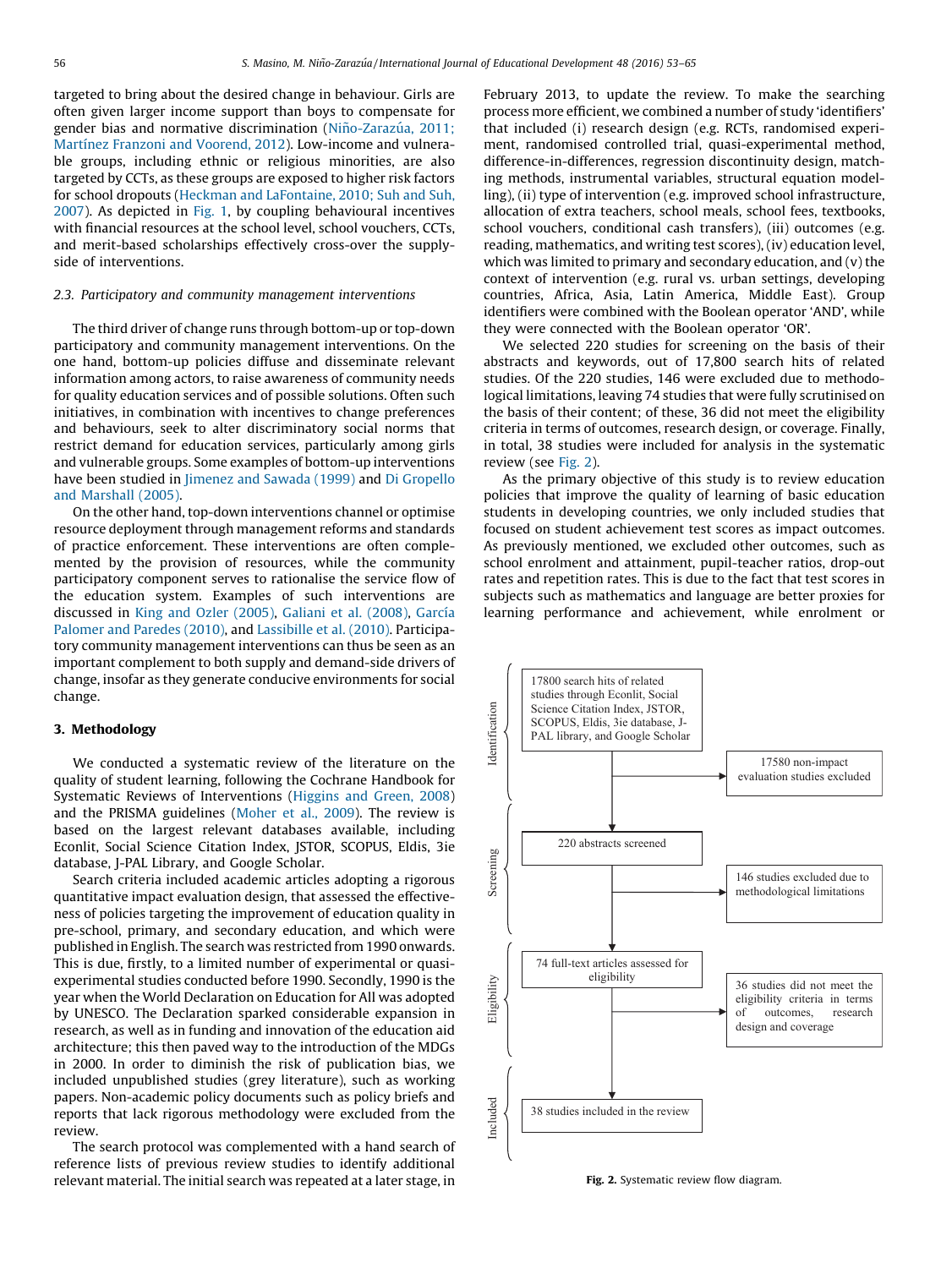targeted to bring about the desired change in behaviour. Girls are often given larger income support than boys to compensate for gender bias and normative discrimination (Niño-Zarazúa, 2011; Martínez Franzoni and Voorend, 2012). Low-income and vulnerable groups, including ethnic or religious minorities, are also targeted by CCTs, as these groups are exposed to higher risk factors for school dropouts (Heckman and LaFontaine, 2010; Suh and Suh, 2007). As depicted in Fig. 1, by coupling behavioural incentives with financial resources at the school level, school vouchers, CCTs, and merit-based scholarships effectively cross-over the supply-side of interventions.

### 2.3. Participatory and community management interventions

The third driver of change runs through bottom-up or top-down participatory and community management interventions. On the one hand, bottom-up policies diffuse and disseminate relevant information among actors, to raise awareness of community needs for quality education services and of possible solutions. Often such initiatives, in combination with incentives to change preferences and behaviours, seek to alter discriminatory social norms that restrict demand for education services, particularly among girls and vulnerable groups. Some examples of bottom-up interventions have been studied in Jimenez and Sawada (1999) and Di Gropello and Marshall (2005).

On the other hand, top-down interventions channel or optimise resource deployment through management reforms and standards of practice enforcement. These interventions are often complemented by the provision of resources, while the community participatory component serves to rationalise the service flow of the education system. Examples of such interventions are discussed in King and Ozler (2005), Galiani et al. (2008), García Palomer and Paredes (2010), and Lassibille et al. (2010). Participatory community management interventions can thus be seen as an important complement to both supply and demand-side drivers of change, insofar as they generate conducive environments for social change.

## 3. Methodology

We conducted a systematic review of the literature on the quality of student learning, following the Cochrane Handbook for Systematic Reviews of Interventions (Higgins and Green, 2008) and the PRISMA guidelines (Moher et al., 2009). The review is based on the largest relevant databases available, including Econlit, Social Science Citation Index, JSTOR, SCOPUS, Eldis, 3ie database, J-PAL Library, and Google Scholar.

Search criteria included academic articles adopting a rigorous quantitative impact evaluation design, that assessed the effectiveness of policies targeting the improvement of education quality in pre-school, primary, and secondary education, and which were published in English. The search was restricted from 1990 onwards. This is due, firstly, to a limited number of experimental or quasi-experimental studies conducted before 1990. Secondly, 1990 is the year when the World Declaration on Education for All was adopted by UNESCO. The Declaration sparked considerable expansion in research, as well as in funding and innovation of the education aid architecture; this then paved way to the introduction of the MDGs in 2000. In order to diminish the risk of publication bias, we included unpublished studies (grey literature), such as working papers. Non-academic policy documents such as policy briefs and reports that lack rigorous methodology were excluded from the review.

The search protocol was complemented with a hand search of reference lists of previous review studies to identify additional relevant material. The initial search was repeated at a later stage, in February 2013, to update the review. To make the searching process more efficient, we combined a number of study 'identifiers' that included (i) research design (e.g. RCTs, randomised experiment, randomised controlled trial, quasi-experimental method, difference-in-differences, regression discontinuity design, matching methods, instrumental variables, structural equation modelling), (ii) type of intervention (e.g. improved school infrastructure, allocation of extra teachers, school meals, school fees, textbooks, school vouchers, conditional cash transfers), (iii) outcomes (e.g. reading, mathematics, and writing test scores), (iv) education level, which was limited to primary and secondary education, and (v) the context of intervention (e.g. rural vs. urban settings, developing countries, Africa, Asia, Latin America, Middle East). Group identifiers were combined with the Boolean operator 'AND', while they were connected with the Boolean operator 'OR'.

We selected 220 studies for screening on the basis of their abstracts and keywords, out of 17,800 search hits of related studies. Of the 220 studies, 146 were excluded due to methodological limitations, leaving 74 studies that were fully scrutinised on the basis of their content; of these, 36 did not meet the eligibility criteria in terms of outcomes, research design, or coverage. Finally, in total, 38 studies were included for analysis in the systematic review (see Fig. 2).

As the primary objective of this study is to review education policies that improve the quality of learning of basic education students in developing countries, we only included studies that focused on student achievement test scores as impact outcomes. As previously mentioned, we excluded other outcomes, such as school enrolment and attainment, pupil-teacher ratios, drop-out rates and repetition rates. This is due to the fact that test scores in subjects such as mathematics and language are better proxies for learning performance and achievement, while enrolment or

**Identification**
- 17800 search hits of related studies through Econlit, Social Science Citation Index, JSTOR, SCOPUS, Eldis, 3ie database, J-PAL library, and Google Scholar
- → 17580 non-impact evaluation studies excluded

**Screening**
- 220 abstracts screened
- → 146 studies excluded due to methodological limitations

**Eligibility**
- 74 full-text articles assessed for eligibility
- → 36 studies did not meet the eligibility criteria in terms of outcomes, research design and coverage

**Included**
- 38 studies included in the review

**Fig. 2.** Systematic review flow diagram.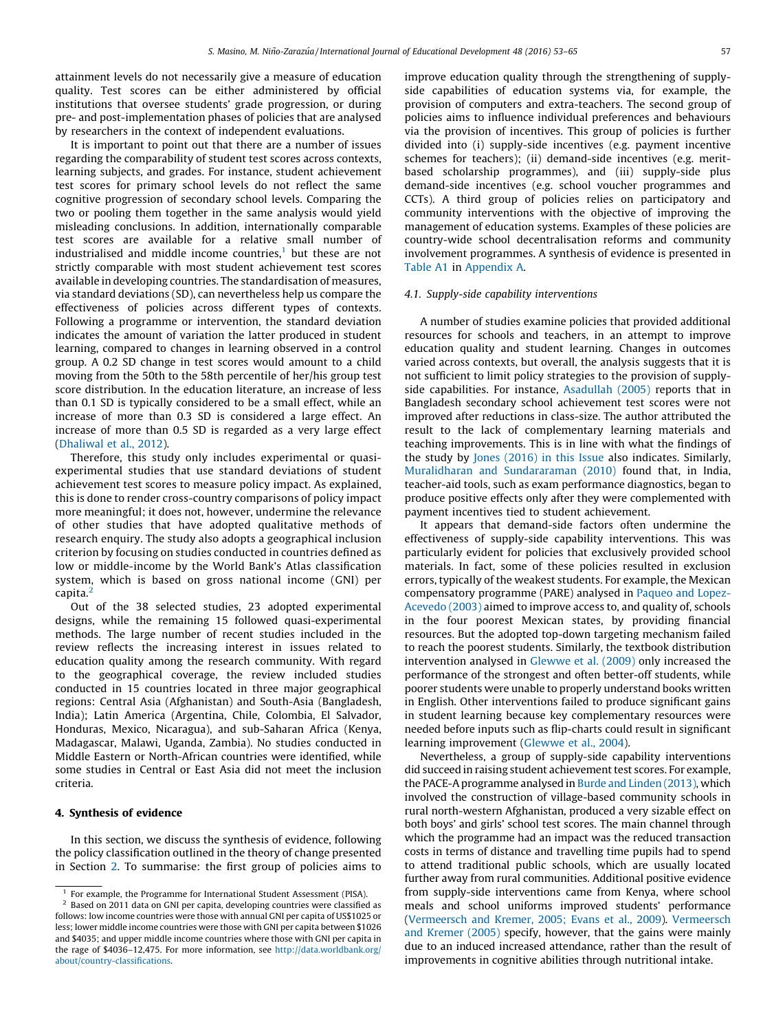attainment levels do not necessarily give a measure of education quality. Test scores can be either administered by official institutions that oversee students' grade progression, or during pre- and post-implementation phases of policies that are analysed by researchers in the context of independent evaluations.

It is important to point out that there are a number of issues regarding the comparability of student test scores across contexts, learning subjects, and grades. For instance, student achievement test scores for primary school levels do not reflect the same cognitive progression of secondary school levels. Comparing the two or pooling them together in the same analysis would yield misleading conclusions. In addition, internationally comparable test scores are available for a relative small number of industrialised and middle income countries,[1] but these are not strictly comparable with most student achievement test scores available in developing countries. The standardisation of measures, via standard deviations (SD), can nevertheless help us compare the effectiveness of policies across different types of contexts. Following a programme or intervention, the standard deviation indicates the amount of variation the latter produced in student learning, compared to changes in learning observed in a control group. A 0.2 SD change in test scores would amount to a child moving from the 50th to the 58th percentile of her/his group test score distribution. In the education literature, an increase of less than 0.1 SD is typically considered to be a small effect, while an increase of more than 0.3 SD is considered a large effect. An increase of more than 0.5 SD is regarded as a very large effect (Dhaliwal et al., 2012).

Therefore, this study only includes experimental or quasi-experimental studies that use standard deviations of student achievement test scores to measure policy impact. As explained, this is done to render cross-country comparisons of policy impact more meaningful; it does not, however, undermine the relevance of other studies that have adopted qualitative methods of research enquiry. The study also adopts a geographical inclusion criterion by focusing on studies conducted in countries defined as low or middle-income by the World Bank's Atlas classification system, which is based on gross national income (GNI) per capita.[2]

Out of the 38 selected studies, 23 adopted experimental designs, while the remaining 15 followed quasi-experimental methods. The large number of recent studies included in the review reflects the increasing interest in issues related to education quality among the research community. With regard to the geographical coverage, the review included studies conducted in 15 countries located in three major geographical regions: Central Asia (Afghanistan) and South-Asia (Bangladesh, India); Latin America (Argentina, Chile, Colombia, El Salvador, Honduras, Mexico, Nicaragua), and sub-Saharan Africa (Kenya, Madagascar, Malawi, Uganda, Zambia). No studies conducted in Middle Eastern or North-African countries were identified, while some studies in Central or East Asia did not meet the inclusion criteria.

## 4. Synthesis of evidence

In this section, we discuss the synthesis of evidence, following the policy classification outlined in the theory of change presented in Section 2. To summarise: the first group of policies aims to improve education quality through the strengthening of supply-side capabilities of education systems via, for example, the provision of computers and extra-teachers. The second group of policies aims to influence individual preferences and behaviours via the provision of incentives. This group of policies is further divided into (i) supply-side incentives (e.g. payment incentive schemes for teachers); (ii) demand-side incentives (e.g. merit-based scholarship programmes), and (iii) supply-side plus demand-side incentives (e.g. school voucher programmes and CCTs). A third group of policies relies on participatory and community interventions with the objective of improving the management of education systems. Examples of these policies are country-wide school decentralisation reforms and community involvement programmes. A synthesis of evidence is presented in Table A1 in Appendix A.

### 4.1. Supply-side capability interventions

A number of studies examine policies that provided additional resources for schools and teachers, in an attempt to improve education quality and student learning. Changes in outcomes varied across contexts, but overall, the analysis suggests that it is not sufficient to limit policy strategies to the provision of supply-side capabilities. For instance, Asadullah (2005) reports that in Bangladesh secondary school achievement test scores were not improved after reductions in class-size. The author attributed the result to the lack of complementary learning materials and teaching improvements. This is in line with what the findings of the study by Jones (2016) in this Issue also indicates. Similarly, Muralidharan and Sundararaman (2010) found that, in India, teacher-aid tools, such as exam performance diagnostics, began to produce positive effects only after they were complemented with payment incentives tied to student achievement.

It appears that demand-side factors often undermine the effectiveness of supply-side capability interventions. This was particularly evident for policies that exclusively provided school materials. In fact, some of these policies resulted in exclusion errors, typically of the weakest students. For example, the Mexican compensatory programme (PARE) analysed in Paqueo and Lopez-Acevedo (2003) aimed to improve access to, and quality of, schools in the four poorest Mexican states, by providing financial resources. But the adopted top-down targeting mechanism failed to reach the poorest students. Similarly, the textbook distribution intervention analysed in Glewwe et al. (2009) only increased the performance of the strongest and often better-off students, while poorer students were unable to properly understand books written in English. Other interventions failed to produce significant gains in student learning because key complementary resources were needed before inputs such as flip-charts could result in significant learning improvement (Glewwe et al., 2004).

Nevertheless, a group of supply-side capability interventions did succeed in raising student achievement test scores. For example, the PACE-A programme analysed in Burde and Linden (2013), which involved the construction of village-based community schools in rural north-western Afghanistan, produced a very sizable effect on both boys' and girls' school test scores. The main channel through which the programme had an impact was the reduced transaction costs in terms of distance and travelling time pupils had to spend to attend traditional public schools, which are usually located further away from rural communities. Additional positive evidence from supply-side interventions came from Kenya, where school meals and school uniforms improved students' performance (Vermeersch and Kremer, 2005; Evans et al., 2009). Vermeersch and Kremer (2005) specify, however, that the gains were mainly due to an induced increased attendance, rather than the result of improvements in cognitive abilities through nutritional intake.

---

[1] For example, the Programme for International Student Assessment (PISA).

[2] Based on 2011 data on GNI per capita, developing countries were classified as follows: low income countries were those with annual GNI per capita of US$1025 or less; lower middle income countries were those with GNI per capita between $1026 and $4035; and upper middle income countries where those with GNI per capita in the rage of $4036–12,475. For more information, see http://data.worldbank.org/about/country-classifications.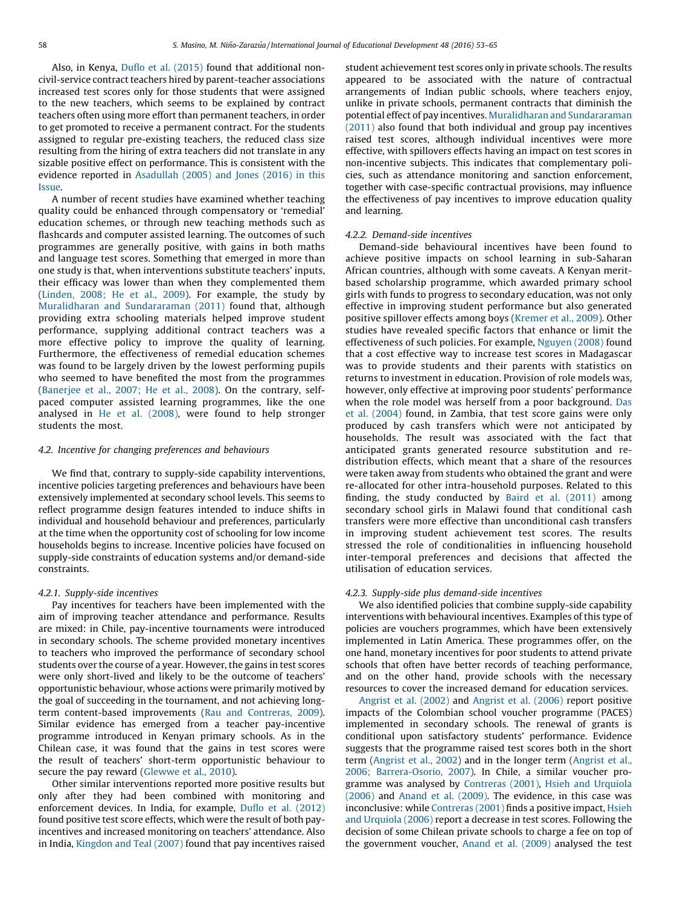Also, in Kenya, Duflo et al. (2015) found that additional non-civil-service contract teachers hired by parent-teacher associations increased test scores only for those students that were assigned to the new teachers, which seems to be explained by contract teachers often using more effort than permanent teachers, in order to get promoted to receive a permanent contract. For the students assigned to regular pre-existing teachers, the reduced class size resulting from the hiring of extra teachers did not translate in any sizable positive effect on performance. This is consistent with the evidence reported in Asadullah (2005) and Jones (2016) in this Issue.

A number of recent studies have examined whether teaching quality could be enhanced through compensatory or 'remedial' education schemes, or through new teaching methods such as flashcards and computer assisted learning. The outcomes of such programmes are generally positive, with gains in both maths and language test scores. Something that emerged in more than one study is that, when interventions substitute teachers' inputs, their efficacy was lower than when they complemented them (Linden, 2008; He et al., 2009). For example, the study by Muralidharan and Sundararaman (2011) found that, although providing extra schooling materials helped improve student performance, supplying additional contract teachers was a more effective policy to improve the quality of learning. Furthermore, the effectiveness of remedial education schemes was found to be largely driven by the lowest performing pupils who seemed to have benefited the most from the programmes (Banerjee et al., 2007; He et al., 2008). On the contrary, self-paced computer assisted learning programmes, like the one analysed in He et al. (2008), were found to help stronger students the most.

### 4.2. Incentive for changing preferences and behaviours

We find that, contrary to supply-side capability interventions, incentive policies targeting preferences and behaviours have been extensively implemented at secondary school levels. This seems to reflect programme design features intended to induce shifts in individual and household behaviour and preferences, particularly at the time when the opportunity cost of schooling for low income households begins to increase. Incentive policies have focused on supply-side constraints of education systems and/or demand-side constraints.

#### 4.2.1. Supply-side incentives

Pay incentives for teachers have been implemented with the aim of improving teacher attendance and performance. Results are mixed: in Chile, pay-incentive tournaments were introduced in secondary schools. The scheme provided monetary incentives to teachers who improved the performance of secondary school students over the course of a year. However, the gains in test scores were only short-lived and likely to be the outcome of teachers' opportunistic behaviour, whose actions were primarily motived by the goal of succeeding in the tournament, and not achieving long-term content-based improvements (Rau and Contreras, 2009). Similar evidence has emerged from a teacher pay-incentive programme introduced in Kenyan primary schools. As in the Chilean case, it was found that the gains in test scores were the result of teachers' short-term opportunistic behaviour to secure the pay reward (Glewwe et al., 2010).

Other similar interventions reported more positive results but only after they had been combined with monitoring and enforcement devices. In India, for example, Duflo et al. (2012) found positive test score effects, which were the result of both pay-incentives and increased monitoring on teachers' attendance. Also in India, Kingdon and Teal (2007) found that pay incentives raised student achievement test scores only in private schools. The results appeared to be associated with the nature of contractual arrangements of Indian public schools, where teachers enjoy, unlike in private schools, permanent contracts that diminish the potential effect of pay incentives. Muralidharan and Sundararaman (2011) also found that both individual and group pay incentives raised test scores, although individual incentives were more effective, with spillovers effects having an impact on test scores in non-incentive subjects. This indicates that complementary policies, such as attendance monitoring and sanction enforcement, together with case-specific contractual provisions, may influence the effectiveness of pay incentives to improve education quality and learning.

#### 4.2.2. Demand-side incentives

Demand-side behavioural incentives have been found to achieve positive impacts on school learning in sub-Saharan African countries, although with some caveats. A Kenyan merit-based scholarship programme, which awarded primary school girls with funds to progress to secondary education, was not only effective in improving student performance but also generated positive spillover effects among boys (Kremer et al., 2009). Other studies have revealed specific factors that enhance or limit the effectiveness of such policies. For example, Nguyen (2008) found that a cost effective way to increase test scores in Madagascar was to provide students and their parents with statistics on returns to investment in education. Provision of role models was, however, only effective at improving poor students' performance when the role model was herself from a poor background. Das et al. (2004) found, in Zambia, that test score gains were only produced by cash transfers which were not anticipated by households. The result was associated with the fact that anticipated grants generated resource substitution and re-distribution effects, which meant that a share of the resources were taken away from students who obtained the grant and were re-allocated for other intra-household purposes. Related to this finding, the study conducted by Baird et al. (2011) among secondary school girls in Malawi found that conditional cash transfers were more effective than unconditional cash transfers in improving student achievement test scores. The results stressed the role of conditionalities in influencing household inter-temporal preferences and decisions that affected the utilisation of education services.

#### 4.2.3. Supply-side plus demand-side incentives

We also identified policies that combine supply-side capability interventions with behavioural incentives. Examples of this type of policies are vouchers programmes, which have been extensively implemented in Latin America. These programmes offer, on the one hand, monetary incentives for poor students to attend private schools that often have better records of teaching performance, and on the other hand, provide schools with the necessary resources to cover the increased demand for education services.

Angrist et al. (2002) and Angrist et al. (2006) report positive impacts of the Colombian school voucher programme (PACES) implemented in secondary schools. The renewal of grants is conditional upon satisfactory students' performance. Evidence suggests that the programme raised test scores both in the short term (Angrist et al., 2002) and in the longer term (Angrist et al., 2006; Barrera-Osorio, 2007). In Chile, a similar voucher programme was analysed by Contreras (2001), Hsieh and Urquiola (2006) and Anand et al. (2009). The evidence, in this case was inconclusive: while Contreras (2001) finds a positive impact, Hsieh and Urquiola (2006) report a decrease in test scores. Following the decision of some Chilean private schools to charge a fee on top of the government voucher, Anand et al. (2009) analysed the test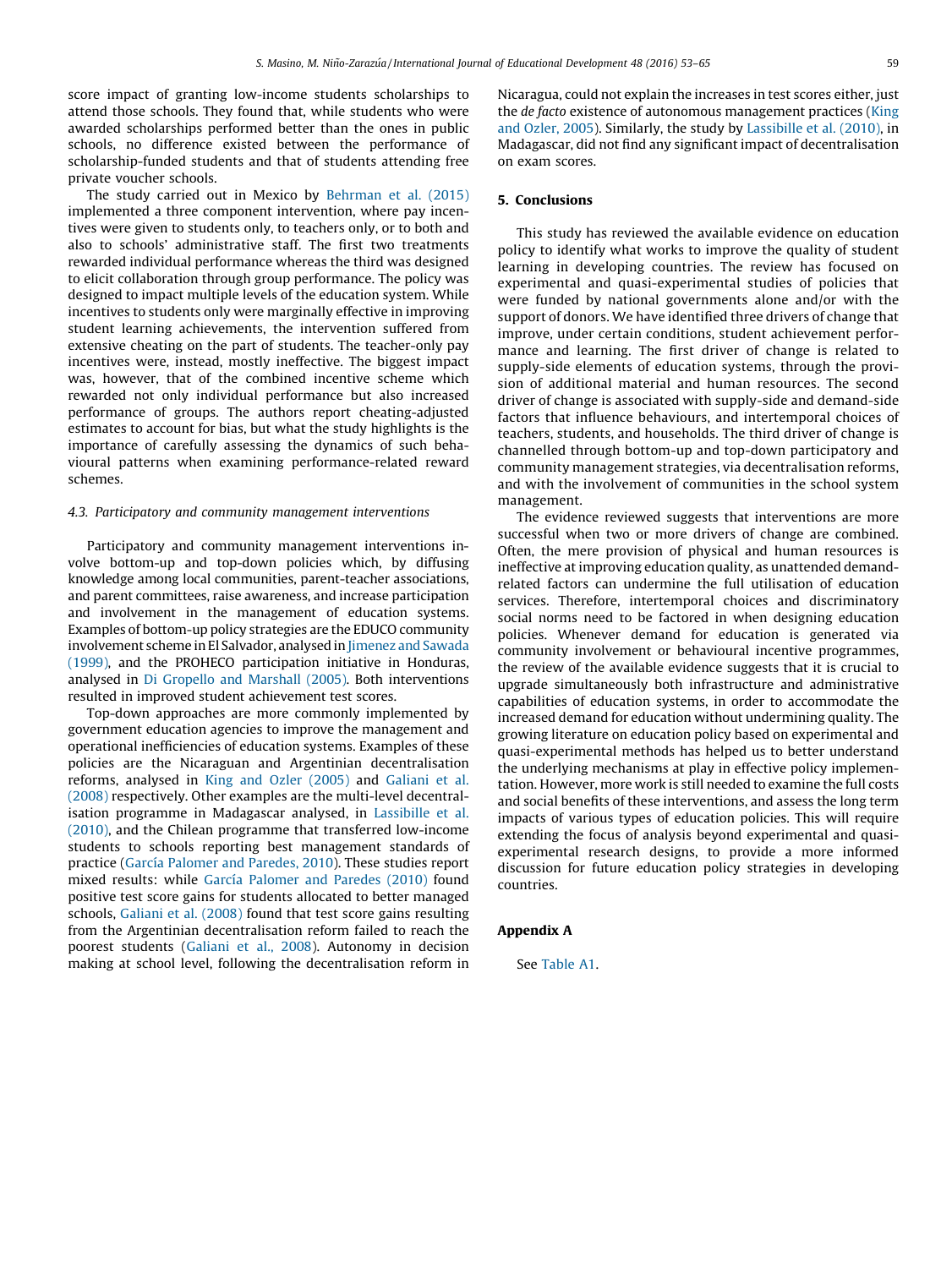score impact of granting low-income students scholarships to attend those schools. They found that, while students who were awarded scholarships performed better than the ones in public schools, no difference existed between the performance of scholarship-funded students and that of students attending free private voucher schools.

The study carried out in Mexico by Behrman et al. (2015) implemented a three component intervention, where pay incentives were given to students only, to teachers only, or to both and also to schools' administrative staff. The first two treatments rewarded individual performance whereas the third was designed to elicit collaboration through group performance. The policy was designed to impact multiple levels of the education system. While incentives to students only were marginally effective in improving student learning achievements, the intervention suffered from extensive cheating on the part of students. The teacher-only pay incentives were, instead, mostly ineffective. The biggest impact was, however, that of the combined incentive scheme which rewarded not only individual performance but also increased performance of groups. The authors report cheating-adjusted estimates to account for bias, but what the study highlights is the importance of carefully assessing the dynamics of such behavioural patterns when examining performance-related reward schemes.

### 4.3. Participatory and community management interventions

Participatory and community management interventions involve bottom-up and top-down policies which, by diffusing knowledge among local communities, parent-teacher associations, and parent committees, raise awareness, and increase participation and involvement in the management of education systems. Examples of bottom-up policy strategies are the EDUCO community involvement scheme in El Salvador, analysed in Jimenez and Sawada (1999), and the PROHECO participation initiative in Honduras, analysed in Di Gropello and Marshall (2005). Both interventions resulted in improved student achievement test scores.

Top-down approaches are more commonly implemented by government education agencies to improve the management and operational inefficiencies of education systems. Examples of these policies are the Nicaraguan and Argentinian decentralisation reforms, analysed in King and Ozler (2005) and Galiani et al. (2008) respectively. Other examples are the multi-level decentralisation programme in Madagascar analysed, in Lassibille et al. (2010), and the Chilean programme that transferred low-income students to schools reporting best management standards of practice (García Palomer and Paredes, 2010). These studies report mixed results: while García Palomer and Paredes (2010) found positive test score gains for students allocated to better managed schools, Galiani et al. (2008) found that test score gains resulting from the Argentinian decentralisation reform failed to reach the poorest students (Galiani et al., 2008). Autonomy in decision making at school level, following the decentralisation reform in Nicaragua, could not explain the increases in test scores either, just the *de facto* existence of autonomous management practices (King and Ozler, 2005). Similarly, the study by Lassibille et al. (2010), in Madagascar, did not find any significant impact of decentralisation on exam scores.

## 5. Conclusions

This study has reviewed the available evidence on education policy to identify what works to improve the quality of student learning in developing countries. The review has focused on experimental and quasi-experimental studies of policies that were funded by national governments alone and/or with the support of donors. We have identified three drivers of change that improve, under certain conditions, student achievement performance and learning. The first driver of change is related to supply-side elements of education systems, through the provision of additional material and human resources. The second driver of change is associated with supply-side and demand-side factors that influence behaviours, and intertemporal choices of teachers, students, and households. The third driver of change is channelled through bottom-up and top-down participatory and community management strategies, via decentralisation reforms, and with the involvement of communities in the school system management.

The evidence reviewed suggests that interventions are more successful when two or more drivers of change are combined. Often, the mere provision of physical and human resources is ineffective at improving education quality, as unattended demand-related factors can undermine the full utilisation of education services. Therefore, intertemporal choices and discriminatory social norms need to be factored in when designing education policies. Whenever demand for education is generated via community involvement or behavioural incentive programmes, the review of the available evidence suggests that it is crucial to upgrade simultaneously both infrastructure and administrative capabilities of education systems, in order to accommodate the increased demand for education without undermining quality. The growing literature on education policy based on experimental and quasi-experimental methods has helped us to better understand the underlying mechanisms at play in effective policy implementation. However, more work is still needed to examine the full costs and social benefits of these interventions, and assess the long term impacts of various types of education policies. This will require extending the focus of analysis beyond experimental and quasi-experimental research designs, to provide a more informed discussion for future education policy strategies in developing countries.

## Appendix A

See Table A1.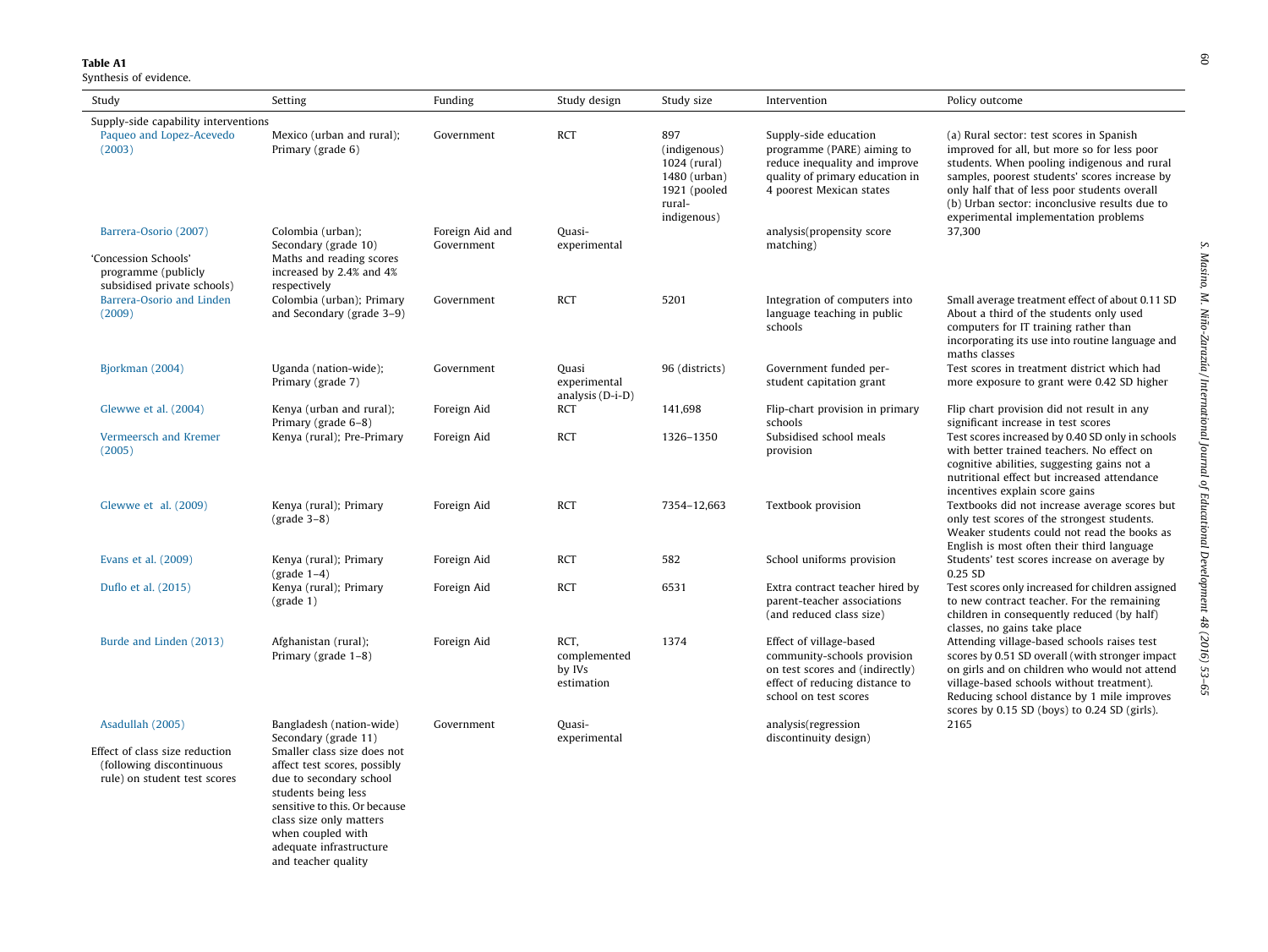**Table A1**

Synthesis of evidence.

| Study | Setting | Funding | Study design | Study size | Intervention | Policy outcome |
|---|---|---|---|---|---|---|
| Supply-side capability interventions | | | | | | |
| Paqueo and Lopez-Acevedo (2003) | Mexico (urban and rural); Primary (grade 6) | Government | RCT | 897 (indigenous) 1024 (rural) 1480 (urban) 1921 (pooled rural-indigenous) | Supply-side education programme (PARE) aiming to reduce inequality and improve quality of primary education in 4 poorest Mexican states | (a) Rural sector: test scores in Spanish improved for all, but more so for less poor students. When pooling indigenous and rural samples, poorest students' scores increase by only half that of less poor students overall (b) Urban sector: inconclusive results due to experimental implementation problems |
| Barrera-Osorio (2007) | Colombia (urban); Secondary (grade 10) | Foreign Aid and Government | Quasi-experimental | | analysis(propensity score matching) | 37,300 |
| 'Concession Schools' programme (publicly subsidised private schools) | Maths and reading scores increased by 2.4% and 4% respectively | | | | | |
| Barrera-Osorio and Linden (2009) | Colombia (urban); Primary and Secondary (grade 3–9) | Government | RCT | 5201 | Integration of computers into language teaching in public schools | Small average treatment effect of about 0.11 SD About a third of the students only used computers for IT training rather than incorporating its use into routine language and maths classes |
| Bjorkman (2004) | Uganda (nation-wide); Primary (grade 7) | Government | Quasi experimental analysis (D-i-D) | 96 (districts) | Government funded per-student capitation grant | Test scores in treatment district which had more exposure to grant were 0.42 SD higher |
| Glewwe et al. (2004) | Kenya (urban and rural); Primary (grade 6–8) | Foreign Aid | RCT | 141,698 | Flip-chart provision in primary schools | Flip chart provision did not result in any significant increase in test scores |
| Vermeersch and Kremer (2005) | Kenya (rural); Pre-Primary | Foreign Aid | RCT | 1326–1350 | Subsidised school meals provision | Test scores increased by 0.40 SD only in schools with better trained teachers. No effect on cognitive abilities, suggesting gains not a nutritional effect but increased attendance incentives explain score gains |
| Glewwe et al. (2009) | Kenya (rural); Primary (grade 3–8) | Foreign Aid | RCT | 7354–12,663 | Textbook provision | Textbooks did not increase average scores but only test scores of the strongest students. Weaker students could not read the books as English is most often their third language |
| Evans et al. (2009) | Kenya (rural); Primary (grade 1–4) | Foreign Aid | RCT | 582 | School uniforms provision | Students' test scores increase on average by 0.25 SD |
| Duflo et al. (2015) | Kenya (rural); Primary (grade 1) | Foreign Aid | RCT | 6531 | Extra contract teacher hired by parent-teacher associations (and reduced class size) | Test scores only increased for children assigned to new contract teacher. For the remaining children in consequently reduced (by half) classes, no gains take place |
| Burde and Linden (2013) | Afghanistan (rural); Primary (grade 1–8) | Foreign Aid | RCT, complemented by IVs estimation | 1374 | Effect of village-based community-schools provision on test scores and (indirectly) effect of reducing distance to school on test scores | Attending village-based schools raises test scores by 0.51 SD overall (with stronger impact on girls and on children who would not attend village-based schools without treatment). Reducing school distance by 1 mile improves scores by 0.15 SD (boys) to 0.24 SD (girls). |
| Asadullah (2005) | Bangladesh (nation-wide) Secondary (grade 11) | Government | Quasi-experimental | | analysis(regression discontinuity design) | 2165 |
| Effect of class size reduction (following discontinuous rule) on student test scores | Smaller class size does not affect test scores, possibly due to secondary school students being less sensitive to this. Or because class size only matters when coupled with adequate infrastructure and teacher quality | | | | | |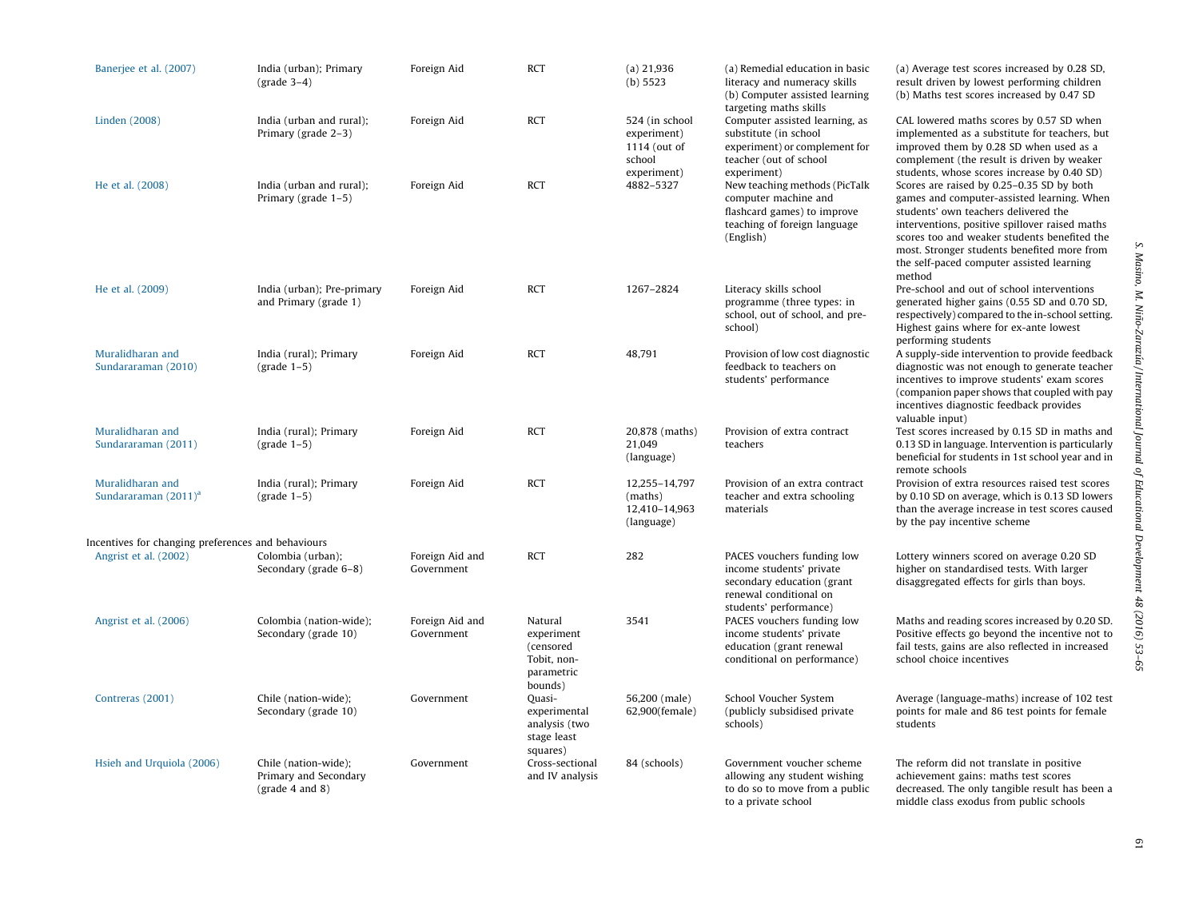| | | | | | | |
|---|---|---|---|---|---|---|
| Banerjee et al. (2007) | India (urban); Primary (grade 3–4) | Foreign Aid | RCT | (a) 21,936 (b) 5523 | (a) Remedial education in basic literacy and numeracy skills (b) Computer assisted learning targeting maths skills | (a) Average test scores increased by 0.28 SD, result driven by lowest performing children (b) Maths test scores increased by 0.47 SD |
| Linden (2008) | India (urban and rural); Primary (grade 2–3) | Foreign Aid | RCT | 524 (in school experiment) 1114 (out of school experiment) | Computer assisted learning, as substitute (in school experiment) or complement for teacher (out of school experiment) | CAL lowered maths scores by 0.57 SD when implemented as a substitute for teachers, but improved them by 0.28 SD when used as a complement (the result is driven by weaker students, whose scores increase by 0.40 SD) |
| He et al. (2008) | India (urban and rural); Primary (grade 1–5) | Foreign Aid | RCT | 4882–5327 | New teaching methods (PicTalk computer machine and flashcard games) to improve teaching of foreign language (English) | Scores are raised by 0.25–0.35 SD by both games and computer-assisted learning. When students' own teachers delivered the interventions, positive spillover raised maths scores too and weaker students benefited the most. Stronger students benefited more from the self-paced computer assisted learning method |
| He et al. (2009) | India (urban); Pre-primary and Primary (grade 1) | Foreign Aid | RCT | 1267–2824 | Literacy skills school programme (three types: in school, out of school, and pre-school) | Pre-school and out of school interventions generated higher gains (0.55 SD and 0.70 SD, respectively) compared to the in-school setting. Highest gains where for ex-ante lowest performing students |
| Muralidharan and Sundararaman (2010) | India (rural); Primary (grade 1–5) | Foreign Aid | RCT | 48,791 | Provision of low cost diagnostic feedback to teachers on students' performance | A supply-side intervention to provide feedback diagnostic was not enough to generate teacher incentives to improve students' exam scores (companion paper shows that coupled with pay incentives diagnostic feedback provides valuable input) |
| Muralidharan and Sundararaman (2011) | India (rural); Primary (grade 1–5) | Foreign Aid | RCT | 20,878 (maths) 21,049 (language) | Provision of extra contract teachers | Test scores increased by 0.15 SD in maths and 0.13 SD in language. Intervention is particularly beneficial for students in 1st school year and in remote schools |
| Muralidharan and Sundararaman (2011)[a] | India (rural); Primary (grade 1–5) | Foreign Aid | RCT | 12,255–14,797 (maths) 12,410–14,963 (language) | Provision of an extra contract teacher and extra schooling materials | Provision of extra resources raised test scores by 0.10 SD on average, which is 0.13 SD lowers than the average increase in test scores caused by the pay incentive scheme |
| **Incentives for changing preferences and behaviours** | | | | | | |
| Angrist et al. (2002) | Colombia (urban); Secondary (grade 6–8) | Foreign Aid and Government | RCT | 282 | PACES vouchers funding low income students' private secondary education (grant renewal conditional on students' performance) | Lottery winners scored on average 0.20 SD higher on standardised tests. With larger disaggregated effects for girls than boys. |
| Angrist et al. (2006) | Colombia (nation-wide); Secondary (grade 10) | Foreign Aid and Government | Natural experiment (censored Tobit, non-parametric bounds) | 3541 | PACES vouchers funding low income students' private education (grant renewal conditional on performance) | Maths and reading scores increased by 0.20 SD. Positive effects go beyond the incentive not to fail tests, gains are also reflected in increased school choice incentives |
| Contreras (2001) | Chile (nation-wide); Secondary (grade 10) | Government | Quasi-experimental analysis (two stage least squares) | 56,200 (male) 62,900(female) | School Voucher System (publicly subsidised private schools) | Average (language-maths) increase of 102 test points for male and 86 test points for female students |
| Hsieh and Urquiola (2006) | Chile (nation-wide); Primary and Secondary (grade 4 and 8) | Government | Cross-sectional and IV analysis | 84 (schools) | Government voucher scheme allowing any student wishing to do so to move from a public to a private school | The reform did not translate in positive achievement gains: maths test scores decreased. The only tangible result has been a middle class exodus from public schools |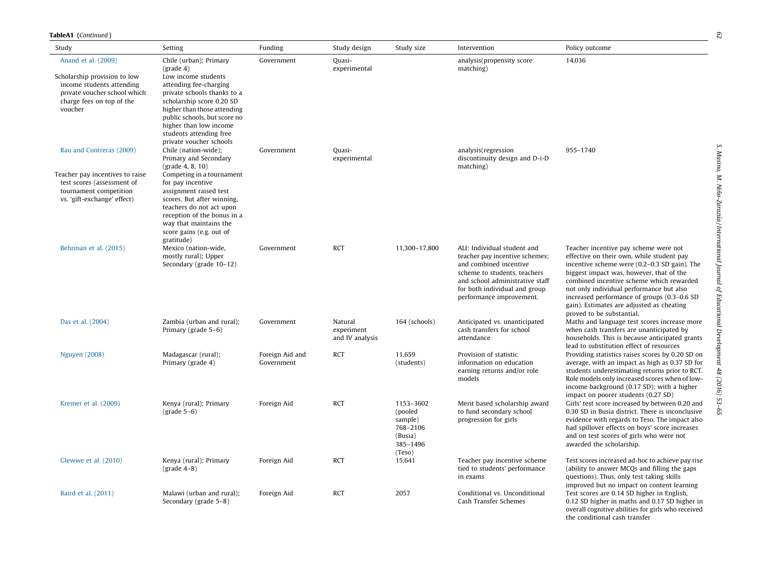**TableA1** (*Continued*)

| Study | Setting | Funding | Study design | Study size | Intervention | Policy outcome |
|---|---|---|---|---|---|---|
| Anand et al. (2009) Scholarship provision to low income students attending private voucher school which charge fees on top of the voucher | Chile (urban); Primary (grade 4) Low income students attending fee-charging private schools thanks to a scholarship score 0.20 SD higher than those attending public schools, but score no higher than low income students attending free private voucher schools | Government | Quasi-experimental | | analysis(propensity score matching) | 14,036 |
| Rau and Contreras (2009) Teacher pay incentives to raise test scores (assessment of tournament competition vs. 'gift-exchange' effect) | Chile (nation-wide); Primary and Secondary (grade 4, 8, 10) Competing in a tournament for pay incentive assignment raised test scores. But after winning, teachers do not act upon reception of the bonus in a way that maintains the score gains (e.g. out of gratitude) | Government | Quasi-experimental | | analysis(regression discontinuity design and D-i-D matching) | 955–1740 |
| Behrman et al. (2015) | Mexico (nation-wide, mostly rural); Upper Secondary (grade 10–12) | Government | RCT | 11,300–17,800 | ALI: Individual student and teacher pay incentive schemes; and combined incentive scheme to students, teachers and school administrative staff for both individual and group performance improvement. | Teacher incentive pay scheme were not effective on their own, while student pay incentive scheme were (0.2–0.3 SD gain). The biggest impact was, however, that of the combined incentive scheme which rewarded not only individual performance but also increased performance of groups (0.3–0.6 SD gain). Estimates are adjusted as cheating proved to be substantial. |
| Das et al. (2004) | Zambia (urban and rural); Primary (grade 5–6) | Government | Natural experiment and IV analysis | 164 (schools) | Anticipated vs. unanticipated cash transfers for school attendance | Maths and language test scores increase more when cash transfers are unanticipated by households. This is because anticipated grants lead to substitution effect of resources |
| Nguyen (2008) | Madagascar (rural); Primary (grade 4) | Foreign Aid and Government | RCT | 11,659 (students) | Provision of statistic information on education earning returns and/or role models | Providing statistics raises scores by 0.20 SD on average, with an impact as high as 0.37 SD for students underestimating returns prior to RCT. Role models only increased scores when of low-income background (0.17 SD); with a higher impact on poorer students (0.27 SD) |
| Kremer et al. (2009) | Kenya (rural); Primary (grade 5–6) | Foreign Aid | RCT | 1153–3602 (pooled sample) 768–2106 (Busia) 385–1496 (Teso) | Merit based scholarship award to fund secondary school progression for girls | Girls' test score increased by between 0.20 and 0.30 SD in Busia district. There is inconclusive evidence with regards to Teso. The impact also had spillover effects on boys' score increases and on test scores of girls who were not awarded the scholarship. |
| Glewwe et al. (2010) | Kenya (rural); Primary (grade 4–8) | Foreign Aid | RCT | 15,641 | Teacher pay incentive scheme tied to students' performance in exams | Test scores increased ad-hoc to achieve pay rise (ability to answer MCQs and filling the gaps questions). Thus, only test taking skills improved but no impact on content learning |
| Baird et al. (2011) | Malawi (urban and rural); Secondary (grade 5–8) | Foreign Aid | RCT | 2057 | Conditional vs. Unconditional Cash Transfer Schemes | Test scores are 0.14 SD higher in English, 0.12 SD higher in maths and 0.17 SD higher in overall cognitive abilities for girls who received the conditional cash transfer |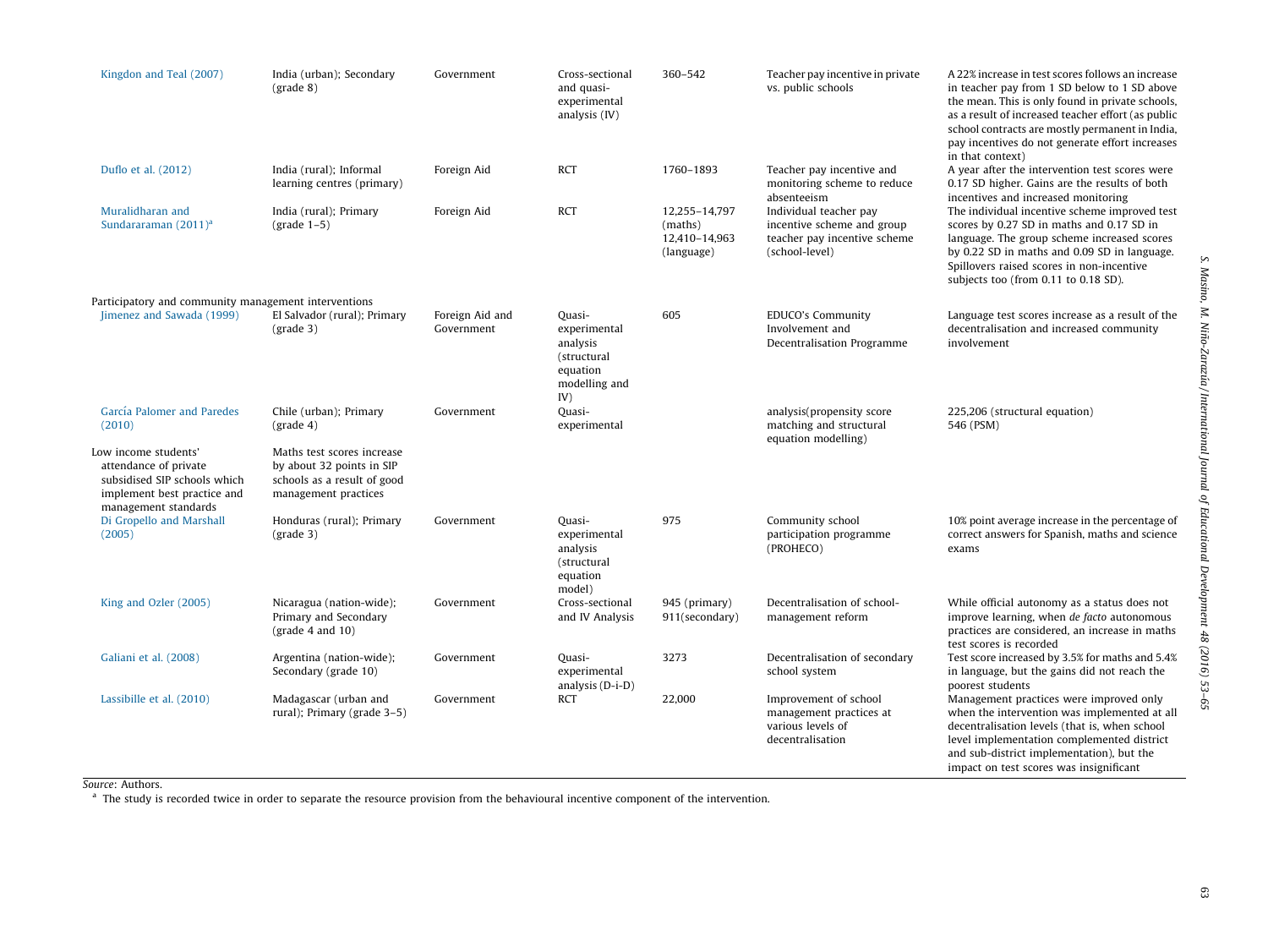| | | | | | | |
|---|---|---|---|---|---|---|
| Kingdon and Teal (2007) | India (urban); Secondary (grade 8) | Government | Cross-sectional and quasi-experimental analysis (IV) | 360–542 | Teacher pay incentive in private vs. public schools | A 22% increase in test scores follows an increase in teacher pay from 1 SD below to 1 SD above the mean. This is only found in private schools, as a result of increased teacher effort (as public school contracts are mostly permanent in India, pay incentives do not generate effort increases in that context) |
| Duflo et al. (2012) | India (rural); Informal learning centres (primary) | Foreign Aid | RCT | 1760–1893 | Teacher pay incentive and monitoring scheme to reduce absenteeism | A year after the intervention test scores were 0.17 SD higher. Gains are the results of both incentives and increased monitoring |
| Muralidharan and Sundararaman (2011)[a] | India (rural); Primary (grade 1–5) | Foreign Aid | RCT | 12,255–14,797 (maths) 12,410–14,963 (language) | Individual teacher pay incentive scheme and group teacher pay incentive scheme (school-level) | The individual incentive scheme improved test scores by 0.27 SD in maths and 0.17 SD in language. The group scheme increased scores by 0.22 SD in maths and 0.09 SD in language. Spillovers raised scores in non-incentive subjects too (from 0.11 to 0.18 SD). |
| Participatory and community management interventions | | | | | | |
| Jimenez and Sawada (1999) | El Salvador (rural); Primary (grade 3) | Foreign Aid and Government | Quasi-experimental analysis (structural equation modelling and IV) | 605 | EDUCO's Community Involvement and Decentralisation Programme | Language test scores increase as a result of the decentralisation and increased community involvement |
| García Palomer and Paredes (2010) | Chile (urban); Primary (grade 4) | Government | Quasi-experimental | | analysis(propensity score matching and structural equation modelling) | 225,206 (structural equation) 546 (PSM) |
| Low income students' attendance of private subsidised SIP schools which implement best practice and management standards | Maths test scores increase by about 32 points in SIP schools as a result of good management practices | | | | | |
| Di Gropello and Marshall (2005) | Honduras (rural); Primary (grade 3) | Government | Quasi-experimental analysis (structural equation model) | 975 | Community school participation programme (PROHECO) | 10% point average increase in the percentage of correct answers for Spanish, maths and science exams |
| King and Ozler (2005) | Nicaragua (nation-wide); Primary and Secondary (grade 4 and 10) | Government | Cross-sectional and IV Analysis | 945 (primary) 911(secondary) | Decentralisation of school-management reform | While official autonomy as a status does not improve learning, when *de facto* autonomous practices are considered, an increase in maths test scores is recorded |
| Galiani et al. (2008) | Argentina (nation-wide); Secondary (grade 10) | Government | Quasi-experimental analysis (D-i-D) | 3273 | Decentralisation of secondary school system | Test score increased by 3.5% for maths and 5.4% in language, but the gains did not reach the poorest students |
| Lassibille et al. (2010) | Madagascar (urban and rural); Primary (grade 3–5) | Government | RCT | 22,000 | Improvement of school management practices at various levels of decentralisation | Management practices were improved only when the intervention was implemented at all decentralisation levels (that is, when school level implementation complemented district and sub-district implementation), but the impact on test scores was insignificant |

*Source*: Authors.

[a] The study is recorded twice in order to separate the resource provision from the behavioural incentive component of the intervention.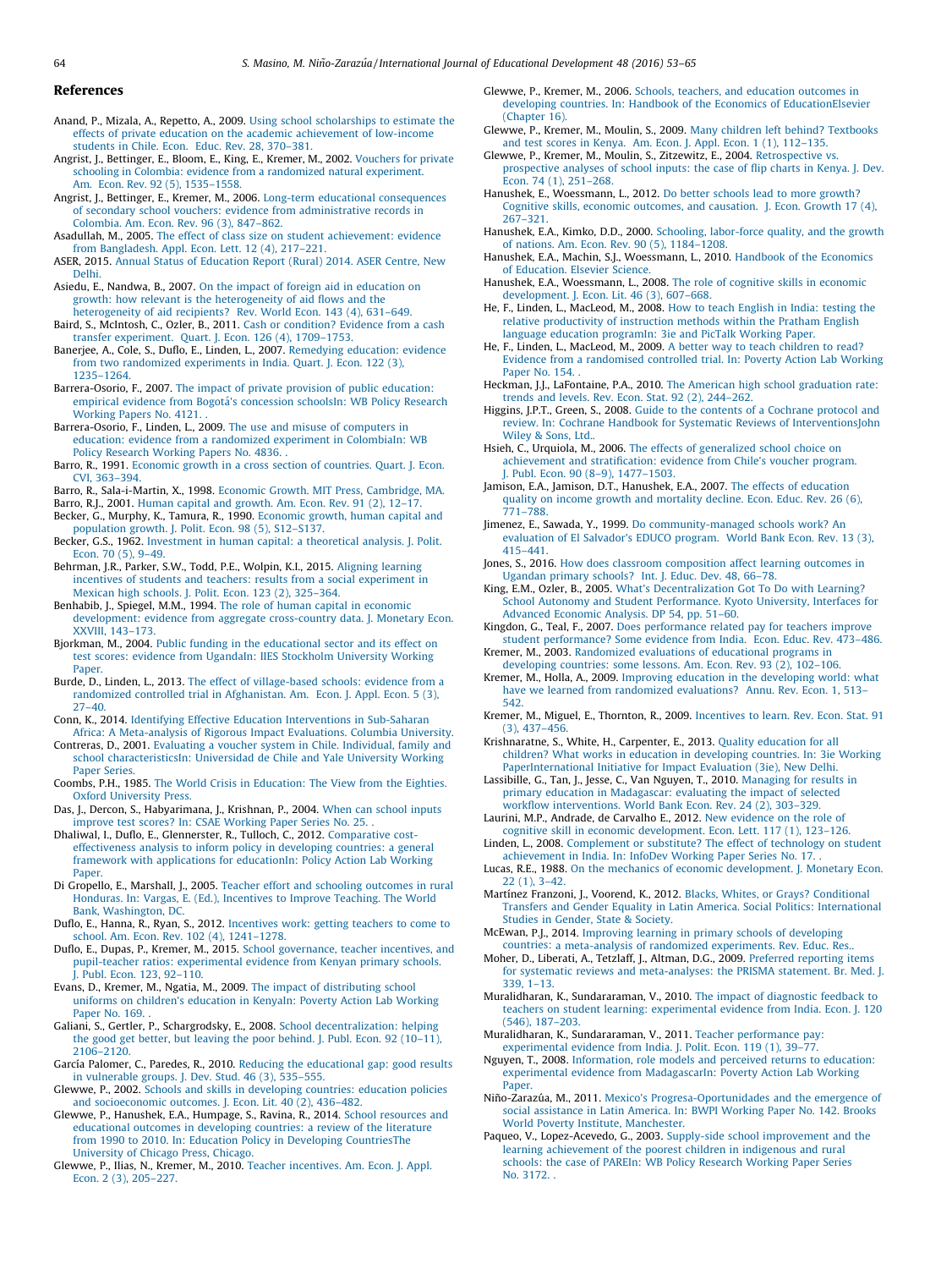## References

Anand, P., Mizala, A., Repetto, A., 2009. Using school scholarships to estimate the effects of private education on the academic achievement of low-income students in Chile. Econ. Educ. Rev. 28, 370–381.

Angrist, J., Bettinger, E., Bloom, E., King, E., Kremer, M., 2002. Vouchers for private schooling in Colombia: evidence from a randomized natural experiment. Am. Econ. Rev. 92 (5), 1535–1558.

Angrist, J., Bettinger, E., Kremer, M., 2006. Long-term educational consequences of secondary school vouchers: evidence from administrative records in Colombia. Am. Econ. Rev. 96 (3), 847–862.

Asadullah, M., 2005. The effect of class size on student achievement: evidence from Bangladesh. Appl. Econ. Lett. 12 (4), 217–221.

ASER, 2015. Annual Status of Education Report (Rural) 2014. ASER Centre, New Delhi.

Asiedu, E., Nandwa, B., 2007. On the impact of foreign aid in education on growth: how relevant is the heterogeneity of aid flows and the heterogeneity of aid recipients? Rev. World Econ. 143 (4), 631–649.

Baird, S., McIntosh, C., Ozler, B., 2011. Cash or condition? Evidence from a cash transfer experiment. Quart. J. Econ. 126 (4), 1709–1753.

Banerjee, A., Cole, S., Duflo, E., Linden, L., 2007. Remedying education: evidence from two randomized experiments in India. Quart. J. Econ. 122 (3), 1235–1264.

Barrera-Osorio, F., 2007. The impact of private provision of public education: empirical evidence from Bogotá's concession schoolsIn: WB Policy Research Working Papers No. 4121. .

Barrera-Osorio, F., Linden, L., 2009. The use and misuse of computers in education: evidence from a randomized experiment in ColombiaIn: WB Policy Research Working Papers No. 4836. .

Barro, R., 1991. Economic growth in a cross section of countries. Quart. J. Econ. CVI, 363–394.

Barro, R., Sala-i-Martin, X., 1998. Economic Growth. MIT Press, Cambridge, MA.

Barro, R.J., 2001. Human capital and growth. Am. Econ. Rev. 91 (2), 12–17.

Becker, G., Murphy, K., Tamura, R., 1990. Economic growth, human capital and population growth. J. Polit. Econ. 98 (5), S12–S137.

Becker, G.S., 1962. Investment in human capital: a theoretical analysis. J. Polit. Econ. 70 (5), 9–49.

Behrman, J.R., Parker, S.W., Todd, P.E., Wolpin, K.I., 2015. Aligning learning incentives of students and teachers: results from a social experiment in Mexican high schools. J. Polit. Econ. 123 (2), 325–364.

Benhabib, J., Spiegel, M.M., 1994. The role of human capital in economic development: evidence from aggregate cross-country data. J. Monetary Econ. XXVIII, 143–173.

Bjorkman, M., 2004. Public funding in the educational sector and its effect on test scores: evidence from UgandaIn: IIES Stockholm University Working Paper.

Burde, D., Linden, L., 2013. The effect of village-based schools: evidence from a randomized controlled trial in Afghanistan. Am. Econ. J. Appl. Econ. 5 (3), 27–40.

Conn, K., 2014. Identifying Effective Education Interventions in Sub-Saharan Africa: A Meta-analysis of Rigorous Impact Evaluations. Columbia University.

Contreras, D., 2001. Evaluating a voucher system in Chile. Individual, family and school characteristicsIn: Universidad de Chile and Yale University Working Paper Series.

Coombs, P.H., 1985. The World Crisis in Education: The View from the Eighties. Oxford University Press.

Das, J., Dercon, S., Habyarimana, J., Krishnan, P., 2004. When can school inputs improve test scores? In: CSAE Working Paper Series No. 25. .

Dhaliwal, I., Duflo, E., Glennerster, R., Tulloch, C., 2012. Comparative cost-effectiveness analysis to inform policy in developing countries: a general framework with applications for educationIn: Policy Action Lab Working Paper.

Di Gropello, E., Marshall, J., 2005. Teacher effort and schooling outcomes in rural Honduras. In: Vargas, E. (Ed.), Incentives to Improve Teaching. The World Bank, Washington, DC.

Duflo, E., Hanna, R., Ryan, S., 2012. Incentives work: getting teachers to come to school. Am. Econ. Rev. 102 (4), 1241–1278.

Duflo, E., Dupas, P., Kremer, M., 2015. School governance, teacher incentives, and pupil-teacher ratios: experimental evidence from Kenyan primary schools. J. Publ. Econ. 123, 92–110.

Evans, D., Kremer, M., Ngatia, M., 2009. The impact of distributing school uniforms on children's education in KenyaIn: Poverty Action Lab Working Paper No. 169. .

Galiani, S., Gertler, P., Schargrodsky, E., 2008. School decentralization: helping the good get better, but leaving the poor behind. J. Publ. Econ. 92 (10–11), 2106–2120.

García Palomer, C., Paredes, R., 2010. Reducing the educational gap: good results in vulnerable groups. J. Dev. Stud. 46 (3), 535–555.

Glewwe, P., 2002. Schools and skills in developing countries: education policies and socioeconomic outcomes. J. Econ. Lit. 40 (2), 436–482.

Glewwe, P., Hanushek, E.A., Humpage, S., Ravina, R., 2014. School resources and educational outcomes in developing countries: a review of the literature from 1990 to 2010. In: Education Policy in Developing CountriesThe University of Chicago Press, Chicago.

Glewwe, P., Ilias, N., Kremer, M., 2010. Teacher incentives. Am. Econ. J. Appl. Econ. 2 (3), 205–227.

Glewwe, P., Kremer, M., 2006. Schools, teachers, and education outcomes in developing countries. In: Handbook of the Economics of EducationElsevier (Chapter 16).

Glewwe, P., Kremer, M., Moulin, S., 2009. Many children left behind? Textbooks and test scores in Kenya. Am. Econ. J. Appl. Econ. 1 (1), 112–135.

Glewwe, P., Kremer, M., Moulin, S., Zitzewitz, E., 2004. Retrospective vs. prospective analyses of school inputs: the case of flip charts in Kenya. J. Dev. Econ. 74 (1), 251–268.

Hanushek, E., Woessmann, L., 2012. Do better schools lead to more growth? Cognitive skills, economic outcomes, and causation. J. Econ. Growth 17 (4), 267–321.

Hanushek, E.A., Kimko, D.D., 2000. Schooling, labor-force quality, and the growth of nations. Am. Econ. Rev. 90 (5), 1184–1208.

Hanushek, E.A., Machin, S.J., Woessmann, L., 2010. Handbook of the Economics of Education. Elsevier Science.

Hanushek, E.A., Woessmann, L., 2008. The role of cognitive skills in economic development. J. Econ. Lit. 46 (3), 607–668.

He, F., Linden, L., MacLeod, M., 2008. How to teach English in India: testing the relative productivity of instruction methods within the Pratham English language education programIn: 3ie and PicTalk Working Paper.

He, F., Linden, L., MacLeod, M., 2009. A better way to teach children to read? Evidence from a randomised controlled trial. In: Poverty Action Lab Working Paper No. 154. .

Heckman, J.J., LaFontaine, P.A., 2010. The American high school graduation rate: trends and levels. Rev. Econ. Stat. 92 (2), 244–262.

Higgins, J.P.T., Green, S., 2008. Guide to the contents of a Cochrane protocol and review. In: Cochrane Handbook for Systematic Reviews of InterventionsJohn Wiley & Sons, Ltd..

Hsieh, C., Urquiola, M., 2006. The effects of generalized school choice on achievement and stratification: evidence from Chile's voucher program. J. Publ. Econ. 90 (8–9), 1477–1503.

Jamison, E.A., Jamison, D.T., Hanushek, E.A., 2007. The effects of education quality on income growth and mortality decline. Econ. Educ. Rev. 26 (6), 771–788.

Jimenez, E., Sawada, Y., 1999. Do community-managed schools work? An evaluation of El Salvador's EDUCO program. World Bank Econ. Rev. 13 (3), 415–441.

Jones, S., 2016. How does classroom composition affect learning outcomes in Ugandan primary schools? Int. J. Educ. Dev. 48, 66–78.

King, E.M., Ozler, B., 2005. What's Decentralization Got To Do with Learning? School Autonomy and Student Performance. Kyoto University, Interfaces for Advanced Economic Analysis. DP 54, pp. 51–60.

Kingdon, G., Teal, F., 2007. Does performance related pay for teachers improve student performance? Some evidence from India. Econ. Educ. Rev. 473–486.

Kremer, M., 2003. Randomized evaluations of educational programs in developing countries: some lessons. Am. Econ. Rev. 93 (2), 102–106.

Kremer, M., Holla, A., 2009. Improving education in the developing world: what have we learned from randomized evaluations? Annu. Rev. Econ. 1, 513–542.

Kremer, M., Miguel, E., Thornton, R., 2009. Incentives to learn. Rev. Econ. Stat. 91 (3), 437–456.

Krishnaratne, S., White, H., Carpenter, E., 2013. Quality education for all children? What works in education in developing countries. In: 3ie Working PaperInternational Initiative for Impact Evaluation (3ie), New Delhi.

Lassibille, G., Tan, J., Jesse, C., Van Nguyen, T., 2010. Managing for results in primary education in Madagascar: evaluating the impact of selected workflow interventions. World Bank Econ. Rev. 24 (2), 303–329.

Laurini, M.P., Andrade, de Carvalho E., 2012. New evidence on the role of cognitive skill in economic development. Econ. Lett. 117 (1), 123–126.

Linden, L., 2008. Complement or substitute? The effect of technology on student achievement in India. In: InfoDev Working Paper Series No. 17. .

Lucas, R.E., 1988. On the mechanics of economic development. J. Monetary Econ. 22 (1), 3–42.

Martínez Franzoni, J., Voorend, K., 2012. Blacks, Whites, or Grays? Conditional Transfers and Gender Equality in Latin America. Social Politics: International Studies in Gender, State & Society.

McEwan, P.J., 2014. Improving learning in primary schools of developing countries: a meta-analysis of randomized experiments. Rev. Educ. Res..

Moher, D., Liberati, A., Tetzlaff, J., Altman, D.G., 2009. Preferred reporting items for systematic reviews and meta-analyses: the PRISMA statement. Br. Med. J. 339, 1–13.

Muralidharan, K., Sundararaman, V., 2010. The impact of diagnostic feedback to teachers on student learning: experimental evidence from India. Econ. J. 120 (546), 187–203.

Muralidharan, K., Sundararaman, V., 2011. Teacher performance pay: experimental evidence from India. J. Polit. Econ. 119 (1), 39–77.

Nguyen, T., 2008. Information, role models and perceived returns to education: experimental evidence from MadagascarIn: Poverty Action Lab Working Paper.

Niño-Zarazúa, M., 2011. Mexico's Progresa-Oportunidades and the emergence of social assistance in Latin America. In: BWPI Working Paper No. 142. Brooks World Poverty Institute, Manchester.

Paqueo, V., Lopez-Acevedo, G., 2003. Supply-side school improvement and the learning achievement of the poorest children in indigenous and rural schools: the case of PAREIn: WB Policy Research Working Paper Series No. 3172. .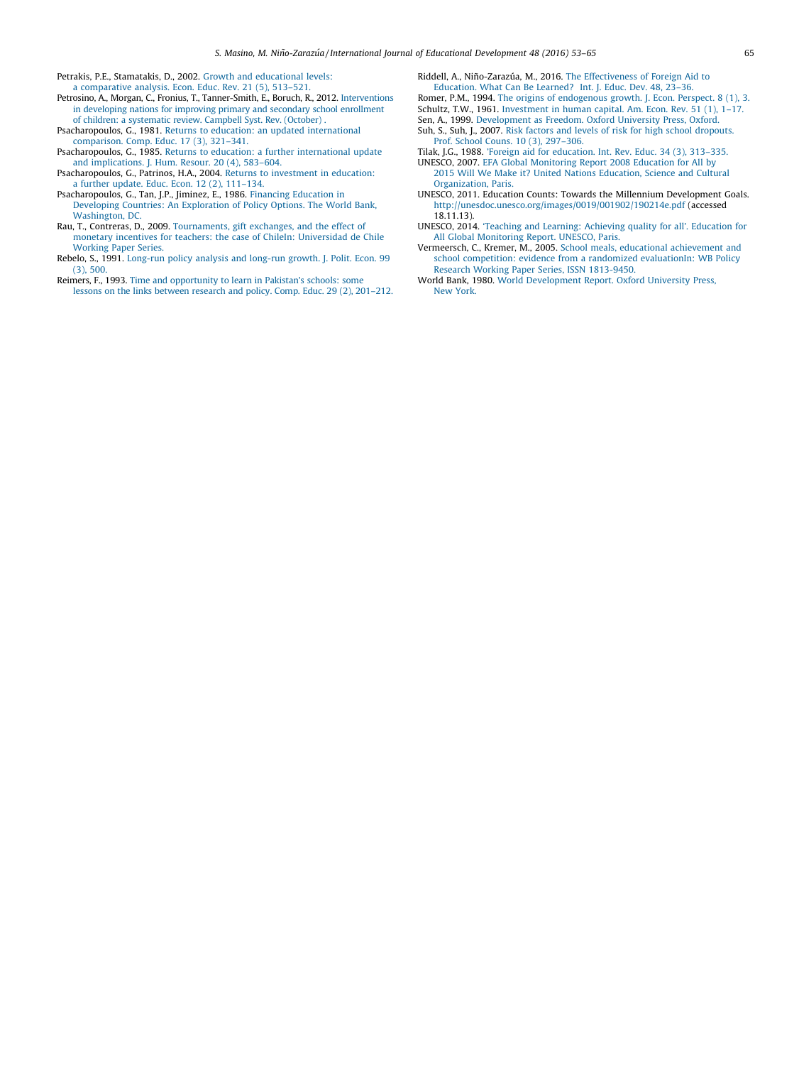Petrakis, P.E., Stamatakis, D., 2002. Growth and educational levels: a comparative analysis. Econ. Educ. Rev. 21 (5), 513–521.

Petrosino, A., Morgan, C., Fronius, T., Tanner-Smith, E., Boruch, R., 2012. Interventions in developing nations for improving primary and secondary school enrollment of children: a systematic review. Campbell Syst. Rev. (October) .

Psacharopoulos, G., 1981. Returns to education: an updated international comparison. Comp. Educ. 17 (3), 321–341.

Psacharopoulos, G., 1985. Returns to education: a further international update and implications. J. Hum. Resour. 20 (4), 583–604.

Psacharopoulos, G., Patrinos, H.A., 2004. Returns to investment in education: a further update. Educ. Econ. 12 (2), 111–134.

Psacharopoulos, G., Tan, J.P., Jiminez, E., 1986. Financing Education in Developing Countries: An Exploration of Policy Options. The World Bank, Washington, DC.

Rau, T., Contreras, D., 2009. Tournaments, gift exchanges, and the effect of monetary incentives for teachers: the case of ChileIn: Universidad de Chile Working Paper Series.

Rebelo, S., 1991. Long-run policy analysis and long-run growth. J. Polit. Econ. 99 (3), 500.

Reimers, F., 1993. Time and opportunity to learn in Pakistan's schools: some lessons on the links between research and policy. Comp. Educ. 29 (2), 201–212.

Riddell, A., Niño-Zarazúa, M., 2016. The Effectiveness of Foreign Aid to Education. What Can Be Learned? Int. J. Educ. Dev. 48, 23–36.

Romer, P.M., 1994. The origins of endogenous growth. J. Econ. Perspect. 8 (1), 3.

Schultz, T.W., 1961. Investment in human capital. Am. Econ. Rev. 51 (1), 1–17.

Sen, A., 1999. Development as Freedom. Oxford University Press, Oxford.

Suh, S., Suh, J., 2007. Risk factors and levels of risk for high school dropouts. Prof. School Couns. 10 (3), 297–306.

Tilak, J.G., 1988. 'Foreign aid for education. Int. Rev. Educ. 34 (3), 313–335.

UNESCO, 2007. EFA Global Monitoring Report 2008 Education for All by 2015 Will We Make it? United Nations Education, Science and Cultural Organization, Paris.

UNESCO, 2011. Education Counts: Towards the Millennium Development Goals. http://unesdoc.unesco.org/images/0019/001902/190214e.pdf (accessed 18.11.13).

UNESCO, 2014. 'Teaching and Learning: Achieving quality for all'. Education for All Global Monitoring Report. UNESCO, Paris.

Vermeersch, C., Kremer, M., 2005. School meals, educational achievement and school competition: evidence from a randomized evaluationIn: WB Policy Research Working Paper Series, ISSN 1813-9450.

World Bank, 1980. World Development Report. Oxford University Press, New York.